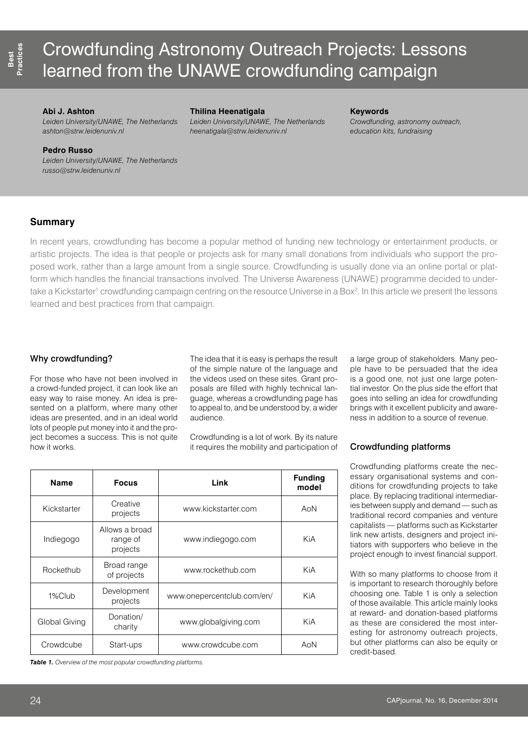# Crowdfunding Astronomy Outreach Projects: Lessons learned from the UNAWE crowdfunding campaign

**Abi J. Ashton**
*Leiden University/UNAWE, The Netherlands*
*ashton@strw.leidenuniv.nl*

**Pedro Russo**
*Leiden University/UNAWE, The Netherlands*
*russo@strw.leidenuniv.nl*

**Thilina Heenatigala**
*Leiden University/UNAWE, The Netherlands*
*heenatigala@strw.leidenuniv.nl*

**Keywords**
*Crowdfunding, astronomy outreach, education kits, fundraising*

## Summary

In recent years, crowdfunding has become a popular method of funding new technology or entertainment products, or artistic projects. The idea is that people or projects ask for many small donations from individuals who support the proposed work, rather than a large amount from a single source. Crowdfunding is usually done via an online portal or platform which handles the financial transactions involved. The Universe Awareness (UNAWE) programme decided to undertake a Kickstarter[1] crowdfunding campaign centring on the resource Universe in a Box[2]. In this article we present the lessons learned and best practices from that campaign.

## Why crowdfunding?

For those who have not been involved in a crowd-funded project, it can look like an easy way to raise money. An idea is presented on a platform, where many other ideas are presented, and in an ideal world lots of people put money into it and the project becomes a success. This is not quite how it works.

The idea that it is easy is perhaps the result of the simple nature of the language and the videos used on these sites. Grant proposals are filled with highly technical language, whereas a crowdfunding page has to appeal to, and be understood by, a wider audience.

Crowdfunding is a lot of work. By its nature it requires the mobility and participation of a large group of stakeholders. Many people have to be persuaded that the idea is a good one, not just one large potential investor. On the plus side the effort that goes into selling an idea for crowdfunding brings with it excellent publicity and awareness in addition to a source of revenue.

| Name | Focus | Link | Funding model |
|---|---|---|---|
| Kickstarter | Creative projects | www.kickstarter.com | AoN |
| Indiegogo | Allows a broad range of projects | www.indiegogo.com | KiA |
| Rockethub | Broad range of projects | www.rockethub.com | KiA |
| 1%Club | Development projects | www.onepercentclub.com/en/ | KiA |
| Global Giving | Donation/charity | www.globalgiving.com | KiA |
| Crowdcube | Start-ups | www.crowdcube.com | AoN |

***Table 1.*** *Overview of the most popular crowdfunding platforms.*

## Crowdfunding platforms

Crowdfunding platforms create the necessary organisational systems and conditions for crowdfunding projects to take place. By replacing traditional intermediaries between supply and demand — such as traditional record companies and venture capitalists — platforms such as Kickstarter link new artists, designers and project initiators with supporters who believe in the project enough to invest financial support.

With so many platforms to choose from it is important to research thoroughly before choosing one. Table 1 is only a selection of those available. This article mainly looks at reward- and donation-based platforms as these are considered the most interesting for astronomy outreach projects, but other platforms can also be equity or credit-based.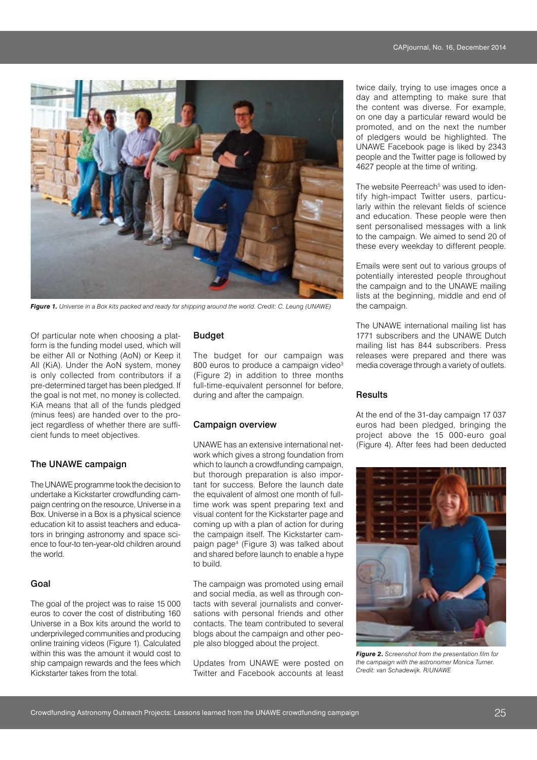*Figure 1. Universe in a Box kits packed and ready for shipping around the world. Credit: C. Leung (UNAWE)*

Of particular note when choosing a platform is the funding model used, which will be either All or Nothing (AoN) or Keep it All (KiA). Under the AoN system, money is only collected from contributors if a pre-determined target has been pledged. If the goal is not met, no money is collected. KiA means that all of the funds pledged (minus fees) are handed over to the project regardless of whether there are sufficient funds to meet objectives.

### The UNAWE campaign

The UNAWE programme took the decision to undertake a Kickstarter crowdfunding campaign centring on the resource, Universe in a Box. Universe in a Box is a physical science education kit to assist teachers and educators in bringing astronomy and space science to four-to ten-year-old children around the world.

### Goal

The goal of the project was to raise 15 000 euros to cover the cost of distributing 160 Universe in a Box kits around the world to underprivileged communities and producing online training videos (Figure 1). Calculated within this was the amount it would cost to ship campaign rewards and the fees which Kickstarter takes from the total.

### Budget

The budget for our campaign was 800 euros to produce a campaign video[3] (Figure 2) in addition to three months full-time-equivalent personnel for before, during and after the campaign.

### Campaign overview

UNAWE has an extensive international network which gives a strong foundation from which to launch a crowdfunding campaign, but thorough preparation is also important for success. Before the launch date the equivalent of almost one month of full-time work was spent preparing text and visual content for the Kickstarter page and coming up with a plan of action for during the campaign itself. The Kickstarter campaign page[4] (Figure 3) was talked about and shared before launch to enable a hype to build.

The campaign was promoted using email and social media, as well as through contacts with several journalists and conversations with personal friends and other contacts. The team contributed to several blogs about the campaign and other people also blogged about the project.

Updates from UNAWE were posted on Twitter and Facebook accounts at least twice daily, trying to use images once a day and attempting to make sure that the content was diverse. For example, on one day a particular reward would be promoted, and on the next the number of pledgers would be highlighted. The UNAWE Facebook page is liked by 2343 people and the Twitter page is followed by 4627 people at the time of writing.

The website Peerreach[5] was used to identify high-impact Twitter users, particularly within the relevant fields of science and education. These people were then sent personalised messages with a link to the campaign. We aimed to send 20 of these every weekday to different people.

Emails were sent out to various groups of potentially interested people throughout the campaign and to the UNAWE mailing lists at the beginning, middle and end of the campaign.

The UNAWE international mailing list has 1771 subscribers and the UNAWE Dutch mailing list has 844 subscribers. Press releases were prepared and there was media coverage through a variety of outlets.

### Results

At the end of the 31-day campaign 17 037 euros had been pledged, bringing the project above the 15 000-euro goal (Figure 4). After fees had been deducted

*Figure 2. Screenshot from the presentation film for the campaign with the astronomer Monica Turner. Credit: van Schadewijk. R/UNAWE*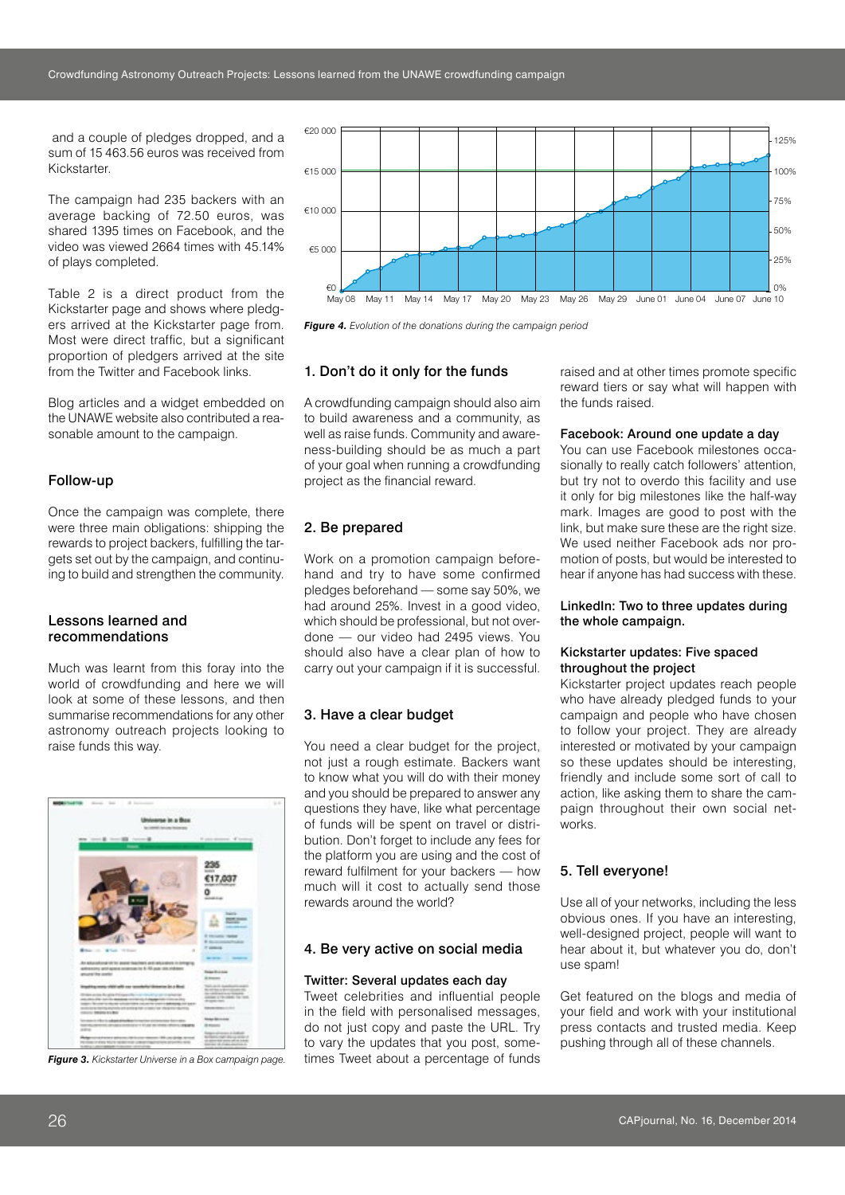and a couple of pledges dropped, and a sum of 15 463.56 euros was received from Kickstarter.

The campaign had 235 backers with an average backing of 72.50 euros, was shared 1395 times on Facebook, and the video was viewed 2664 times with 45.14% of plays completed.

Table 2 is a direct product from the Kickstarter page and shows where pledgers arrived at the Kickstarter page from. Most were direct traffic, but a significant proportion of pledgers arrived at the site from the Twitter and Facebook links.

Blog articles and a widget embedded on the UNAWE website also contributed a reasonable amount to the campaign.

## Follow-up

Once the campaign was complete, there were three main obligations: shipping the rewards to project backers, fulfilling the targets set out by the campaign, and continuing to build and strengthen the community.

## Lessons learned and recommendations

Much was learnt from this foray into the world of crowdfunding and here we will look at some of these lessons, and then summarise recommendations for any other astronomy outreach projects looking to raise funds this way.

*Figure 3.* Kickstarter Universe in a Box campaign page.

*Figure 4.* Evolution of the donations during the campaign period

### 1. Don't do it only for the funds

A crowdfunding campaign should also aim to build awareness and a community, as well as raise funds. Community and awareness-building should be as much a part of your goal when running a crowdfunding project as the financial reward.

### 2. Be prepared

Work on a promotion campaign beforehand and try to have some confirmed pledges beforehand — some say 50%, we had around 25%. Invest in a good video, which should be professional, but not overdone — our video had 2495 views. You should also have a clear plan of how to carry out your campaign if it is successful.

### 3. Have a clear budget

You need a clear budget for the project, not just a rough estimate. Backers want to know what you will do with their money and you should be prepared to answer any questions they have, like what percentage of funds will be spent on travel or distribution. Don't forget to include any fees for the platform you are using and the cost of reward fulfilment for your backers — how much will it cost to actually send those rewards around the world?

### 4. Be very active on social media

**Twitter: Several updates each day**
Tweet celebrities and influential people in the field with personalised messages, do not just copy and paste the URL. Try to vary the updates that you post, sometimes Tweet about a percentage of funds raised and at other times promote specific reward tiers or say what will happen with the funds raised.

**Facebook: Around one update a day**
You can use Facebook milestones occasionally to really catch followers' attention, but try not to overdo this facility and use it only for big milestones like the half-way mark. Images are good to post with the link, but make sure these are the right size. We used neither Facebook ads nor promotion of posts, but would be interested to hear if anyone has had success with these.

**LinkedIn: Two to three updates during the whole campaign.**

**Kickstarter updates: Five spaced throughout the project**
Kickstarter project updates reach people who have already pledged funds to your campaign and people who have chosen to follow your project. They are already interested or motivated by your campaign so these updates should be interesting, friendly and include some sort of call to action, like asking them to share the campaign throughout their own social networks.

### 5. Tell everyone!

Use all of your networks, including the less obvious ones. If you have an interesting, well-designed project, people will want to hear about it, but whatever you do, don't use spam!

Get featured on the blogs and media of your field and work with your institutional press contacts and trusted media. Keep pushing through all of these channels.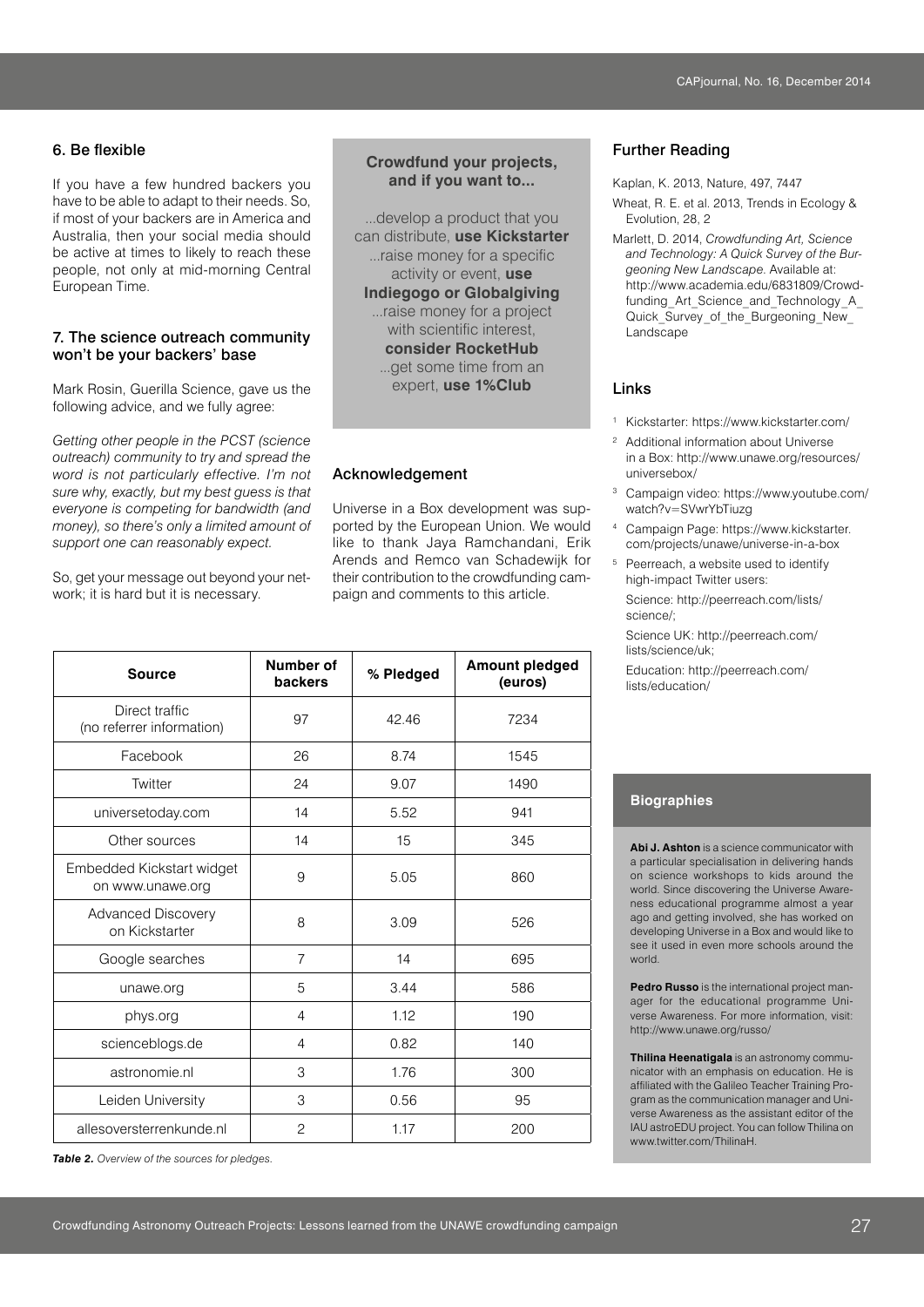### 6. Be flexible

If you have a few hundred backers you have to be able to adapt to their needs. So, if most of your backers are in America and Australia, then your social media should be active at times to likely to reach these people, not only at mid-morning Central European Time.

### 7. The science outreach community won't be your backers' base

Mark Rosin, Guerilla Science, gave us the following advice, and we fully agree:

*Getting other people in the PCST (science outreach) community to try and spread the word is not particularly effective. I'm not sure why, exactly, but my best guess is that everyone is competing for bandwidth (and money), so there's only a limited amount of support one can reasonably expect.*

So, get your message out beyond your network; it is hard but it is necessary.

**Crowdfund your projects, and if you want to...**

...develop a product that you can distribute, **use Kickstarter**
...raise money for a specific activity or event, **use Indiegogo or Globalgiving**
...raise money for a project with scientific interest, **consider RocketHub**
...get some time from an expert, **use 1%Club**

### Acknowledgement

Universe in a Box development was supported by the European Union. We would like to thank Jaya Ramchandani, Erik Arends and Remco van Schadewijk for their contribution to the crowdfunding campaign and comments to this article.

| Source | Number of backers | % Pledged | Amount pledged (euros) |
|---|---|---|---|
| Direct traffic (no referrer information) | 97 | 42.46 | 7234 |
| Facebook | 26 | 8.74 | 1545 |
| Twitter | 24 | 9.07 | 1490 |
| universetoday.com | 14 | 5.52 | 941 |
| Other sources | 14 | 15 | 345 |
| Embedded Kickstart widget on www.unawe.org | 9 | 5.05 | 860 |
| Advanced Discovery on Kickstarter | 8 | 3.09 | 526 |
| Google searches | 7 | 14 | 695 |
| unawe.org | 5 | 3.44 | 586 |
| phys.org | 4 | 1.12 | 190 |
| scienceblogs.de | 4 | 0.82 | 140 |
| astronomie.nl | 3 | 1.76 | 300 |
| Leiden University | 3 | 0.56 | 95 |
| allesoversterrenkunde.nl | 2 | 1.17 | 200 |

***Table 2.*** *Overview of the sources for pledges.*

### Further Reading

Kaplan, K. 2013, Nature, 497, 7447

Wheat, R. E. et al. 2013, Trends in Ecology & Evolution, 28, 2

Marlett, D. 2014, *Crowdfunding Art, Science and Technology: A Quick Survey of the Burgeoning New Landscape.* Available at: http://www.academia.edu/6831809/Crowdfunding_Art_Science_and_Technology_A_Quick_Survey_of_the_Burgeoning_New_Landscape

### Links

1. Kickstarter: https://www.kickstarter.com/
2. Additional information about Universe in a Box: http://www.unawe.org/resources/universebox/
3. Campaign video: https://www.youtube.com/watch?v=SVwrYbTiuzg
4. Campaign Page: https://www.kickstarter.com/projects/unawe/universe-in-a-box
5. Peerreach, a website used to identify high-impact Twitter users:

   Science: http://peerreach.com/lists/science/;

   Science UK: http://peerreach.com/lists/science/uk;

   Education: http://peerreach.com/lists/education/

### Biographies

**Abi J. Ashton** is a science communicator with a particular specialisation in delivering hands on science workshops to kids around the world. Since discovering the Universe Awareness educational programme almost a year ago and getting involved, she has worked on developing Universe in a Box and would like to see it used in even more schools around the world.

**Pedro Russo** is the international project manager for the educational programme Universe Awareness. For more information, visit: http://www.unawe.org/russo/

**Thilina Heenatigala** is an astronomy communicator with an emphasis on education. He is affiliated with the Galileo Teacher Training Program as the communication manager and Universe Awareness as the assistant editor of the IAU astroEDU project. You can follow Thilina on www.twitter.com/ThilinaH.